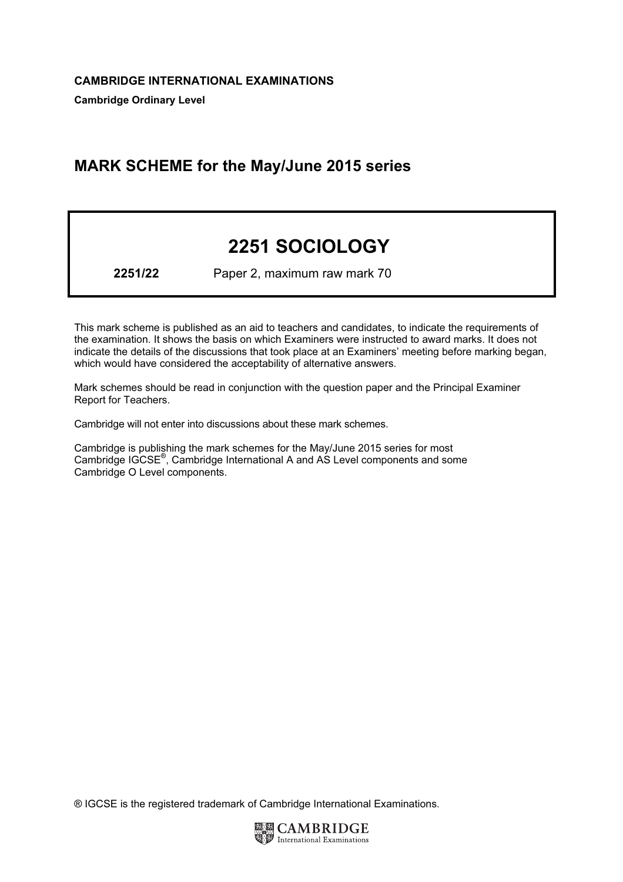**CAMBRIDGE INTERNATIONAL EXAMINATIONS**

**Cambridge Ordinary Level**

## MARK SCHEME for the May/June 2015 series

# 2251 SOCIOLOGY

**2251/22** Paper 2, maximum raw mark 70

This mark scheme is published as an aid to teachers and candidates, to indicate the requirements of the examination. It shows the basis on which Examiners were instructed to award marks. It does not indicate the details of the discussions that took place at an Examiners' meeting before marking began, which would have considered the acceptability of alternative answers.

Mark schemes should be read in conjunction with the question paper and the Principal Examiner Report for Teachers.

Cambridge will not enter into discussions about these mark schemes.

Cambridge is publishing the mark schemes for the May/June 2015 series for most Cambridge IGCSE®, Cambridge International A and AS Level components and some Cambridge O Level components.

® IGCSE is the registered trademark of Cambridge International Examinations.

CAMBRIDGE International Examinations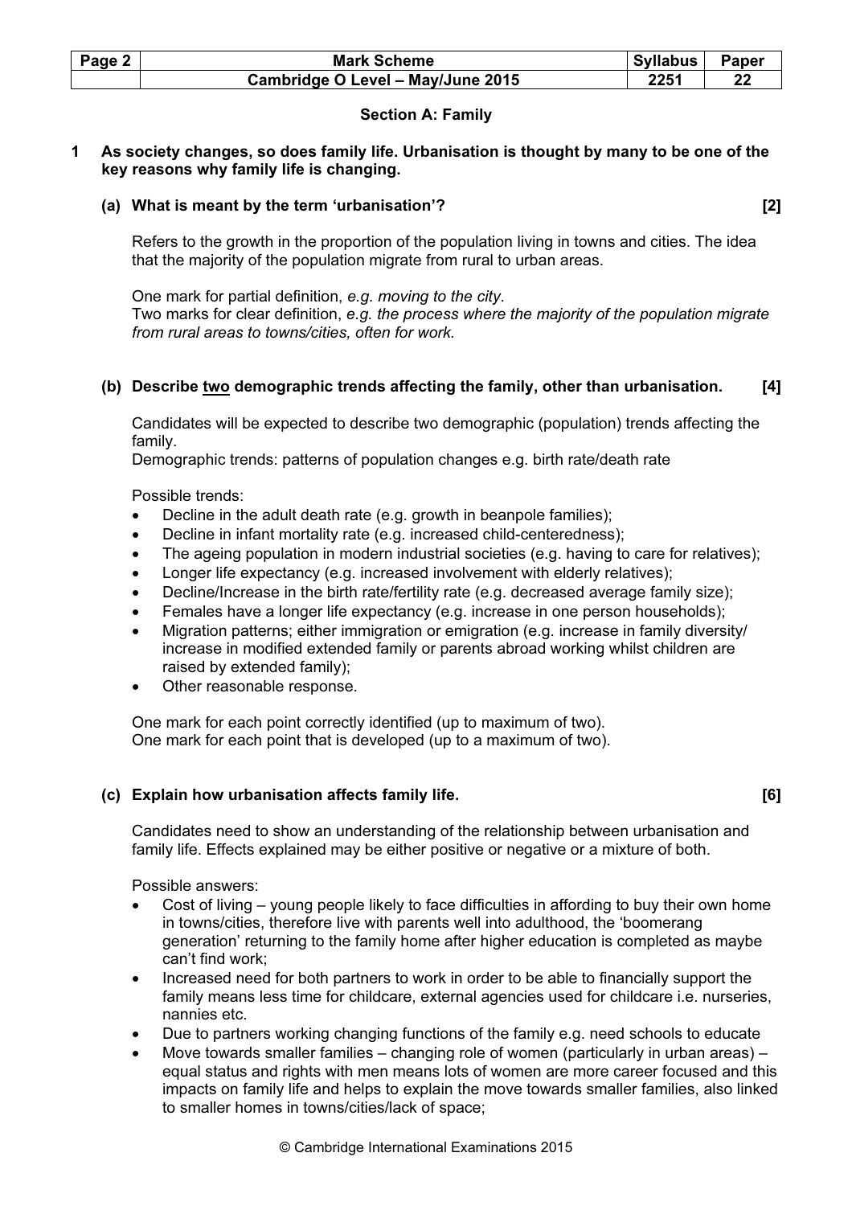## Section A: Family

**1 As society changes, so does family life. Urbanisation is thought by many to be one of the key reasons why family life is changing.**

**(a) What is meant by the term 'urbanisation'? [2]**

Refers to the growth in the proportion of the population living in towns and cities. The idea that the majority of the population migrate from rural to urban areas.

One mark for partial definition, *e.g. moving to the city*.
Two marks for clear definition, *e.g. the process where the majority of the population migrate from rural areas to towns/cities, often for work.*

**(b) Describe <u>two</u> demographic trends affecting the family, other than urbanisation. [4]**

Candidates will be expected to describe two demographic (population) trends affecting the family.
Demographic trends: patterns of population changes e.g. birth rate/death rate

Possible trends:

- Decline in the adult death rate (e.g. growth in beanpole families);
- Decline in infant mortality rate (e.g. increased child-centeredness);
- The ageing population in modern industrial societies (e.g. having to care for relatives);
- Longer life expectancy (e.g. increased involvement with elderly relatives);
- Decline/Increase in the birth rate/fertility rate (e.g. decreased average family size);
- Females have a longer life expectancy (e.g. increase in one person households);
- Migration patterns; either immigration or emigration (e.g. increase in family diversity/ increase in modified extended family or parents abroad working whilst children are raised by extended family);
- Other reasonable response.

One mark for each point correctly identified (up to maximum of two).
One mark for each point that is developed (up to a maximum of two).

**(c) Explain how urbanisation affects family life. [6]**

Candidates need to show an understanding of the relationship between urbanisation and family life. Effects explained may be either positive or negative or a mixture of both.

Possible answers:

- Cost of living – young people likely to face difficulties in affording to buy their own home in towns/cities, therefore live with parents well into adulthood, the 'boomerang generation' returning to the family home after higher education is completed as maybe can't find work;
- Increased need for both partners to work in order to be able to financially support the family means less time for childcare, external agencies used for childcare i.e. nurseries, nannies etc.
- Due to partners working changing functions of the family e.g. need schools to educate
- Move towards smaller families – changing role of women (particularly in urban areas) – equal status and rights with men means lots of women are more career focused and this impacts on family life and helps to explain the move towards smaller families, also linked to smaller homes in towns/cities/lack of space;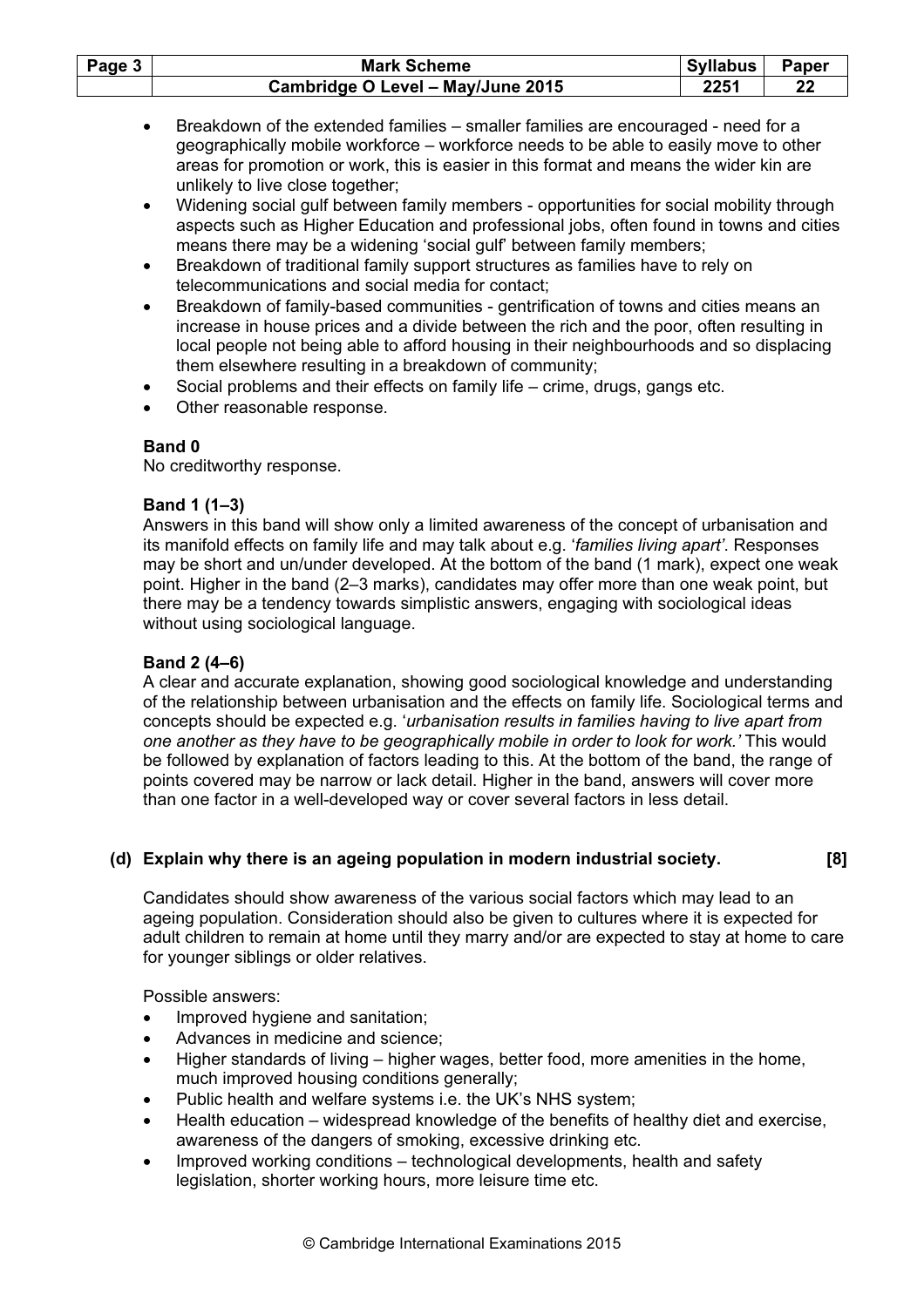- Breakdown of the extended families – smaller families are encouraged - need for a geographically mobile workforce – workforce needs to be able to easily move to other areas for promotion or work, this is easier in this format and means the wider kin are unlikely to live close together;
- Widening social gulf between family members - opportunities for social mobility through aspects such as Higher Education and professional jobs, often found in towns and cities means there may be a widening 'social gulf' between family members;
- Breakdown of traditional family support structures as families have to rely on telecommunications and social media for contact;
- Breakdown of family-based communities - gentrification of towns and cities means an increase in house prices and a divide between the rich and the poor, often resulting in local people not being able to afford housing in their neighbourhoods and so displacing them elsewhere resulting in a breakdown of community;
- Social problems and their effects on family life – crime, drugs, gangs etc.
- Other reasonable response.

**Band 0**
No creditworthy response.

**Band 1 (1–3)**
Answers in this band will show only a limited awareness of the concept of urbanisation and its manifold effects on family life and may talk about e.g. '*families living apart*'. Responses may be short and un/under developed. At the bottom of the band (1 mark), expect one weak point. Higher in the band (2–3 marks), candidates may offer more than one weak point, but there may be a tendency towards simplistic answers, engaging with sociological ideas without using sociological language.

**Band 2 (4–6)**
A clear and accurate explanation, showing good sociological knowledge and understanding of the relationship between urbanisation and the effects on family life. Sociological terms and concepts should be expected e.g. '*urbanisation results in families having to live apart from one another as they have to be geographically mobile in order to look for work.'* This would be followed by explanation of factors leading to this. At the bottom of the band, the range of points covered may be narrow or lack detail. Higher in the band, answers will cover more than one factor in a well-developed way or cover several factors in less detail.

**(d) Explain why there is an ageing population in modern industrial society. [8]**

Candidates should show awareness of the various social factors which may lead to an ageing population. Consideration should also be given to cultures where it is expected for adult children to remain at home until they marry and/or are expected to stay at home to care for younger siblings or older relatives.

Possible answers:

- Improved hygiene and sanitation;
- Advances in medicine and science;
- Higher standards of living – higher wages, better food, more amenities in the home, much improved housing conditions generally;
- Public health and welfare systems i.e. the UK's NHS system;
- Health education – widespread knowledge of the benefits of healthy diet and exercise, awareness of the dangers of smoking, excessive drinking etc.
- Improved working conditions – technological developments, health and safety legislation, shorter working hours, more leisure time etc.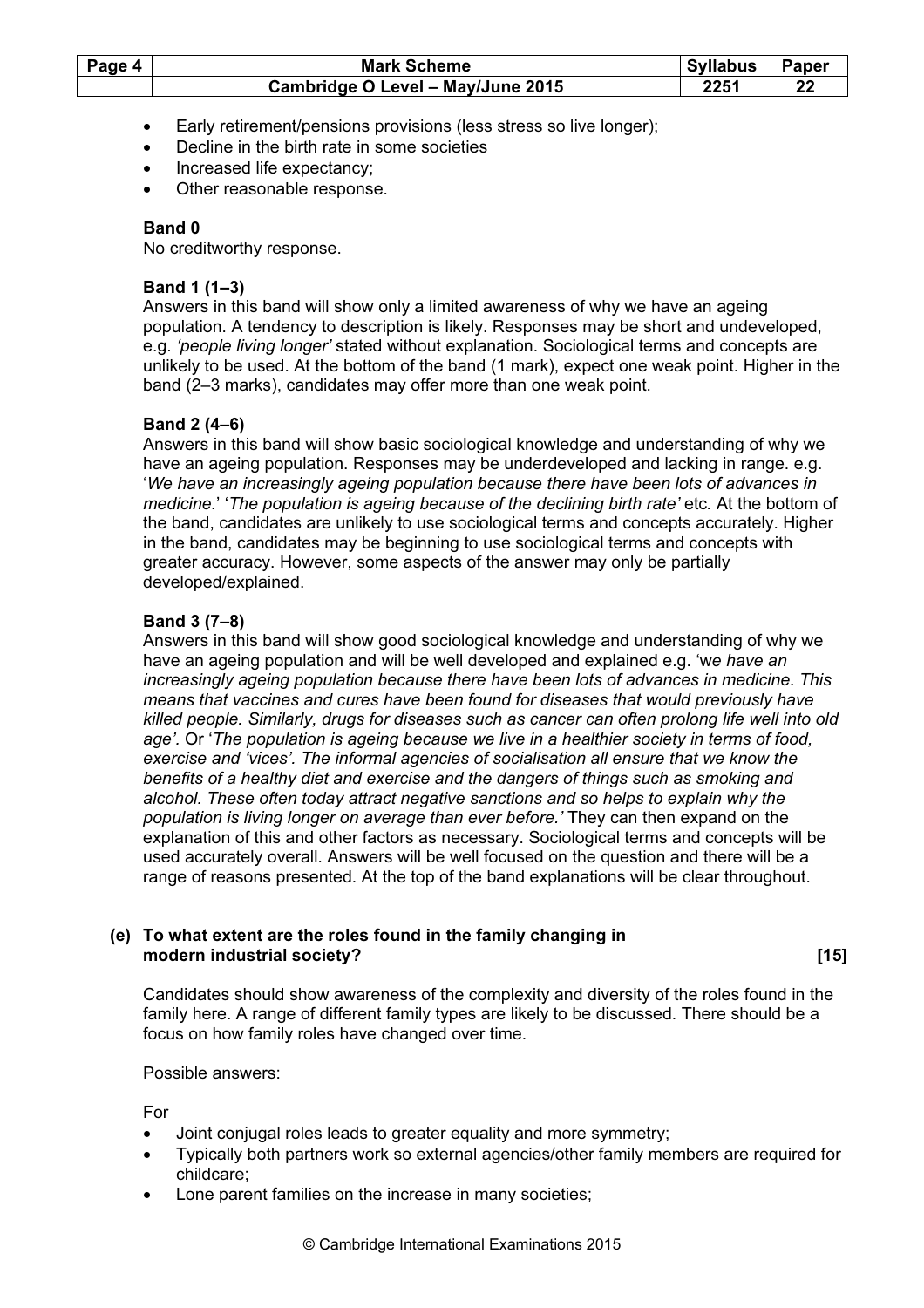- Early retirement/pensions provisions (less stress so live longer);
- Decline in the birth rate in some societies
- Increased life expectancy;
- Other reasonable response.

**Band 0**
No creditworthy response.

**Band 1 (1–3)**
Answers in this band will show only a limited awareness of why we have an ageing population. A tendency to description is likely. Responses may be short and undeveloped, e.g. *'people living longer'* stated without explanation. Sociological terms and concepts are unlikely to be used. At the bottom of the band (1 mark), expect one weak point. Higher in the band (2–3 marks), candidates may offer more than one weak point.

**Band 2 (4–6)**
Answers in this band will show basic sociological knowledge and understanding of why we have an ageing population. Responses may be underdeveloped and lacking in range. e.g. '*We have an increasingly ageing population because there have been lots of advances in medicine.*' '*The population is ageing because of the declining birth rate'* etc. At the bottom of the band, candidates are unlikely to use sociological terms and concepts accurately. Higher in the band, candidates may be beginning to use sociological terms and concepts with greater accuracy. However, some aspects of the answer may only be partially developed/explained.

**Band 3 (7–8)**
Answers in this band will show good sociological knowledge and understanding of why we have an ageing population and will be well developed and explained e.g. 'w*e have an increasingly ageing population because there have been lots of advances in medicine. This means that vaccines and cures have been found for diseases that would previously have killed people. Similarly, drugs for diseases such as cancer can often prolong life well into old age'.* Or '*The population is ageing because we live in a healthier society in terms of food, exercise and 'vices'. The informal agencies of socialisation all ensure that we know the benefits of a healthy diet and exercise and the dangers of things such as smoking and alcohol. These often today attract negative sanctions and so helps to explain why the population is living longer on average than ever before.'* They can then expand on the explanation of this and other factors as necessary. Sociological terms and concepts will be used accurately overall. Answers will be well focused on the question and there will be a range of reasons presented. At the top of the band explanations will be clear throughout.

**(e) To what extent are the roles found in the family changing in modern industrial society? [15]**

Candidates should show awareness of the complexity and diversity of the roles found in the family here. A range of different family types are likely to be discussed. There should be a focus on how family roles have changed over time.

Possible answers:

For

- Joint conjugal roles leads to greater equality and more symmetry;
- Typically both partners work so external agencies/other family members are required for childcare;
- Lone parent families on the increase in many societies;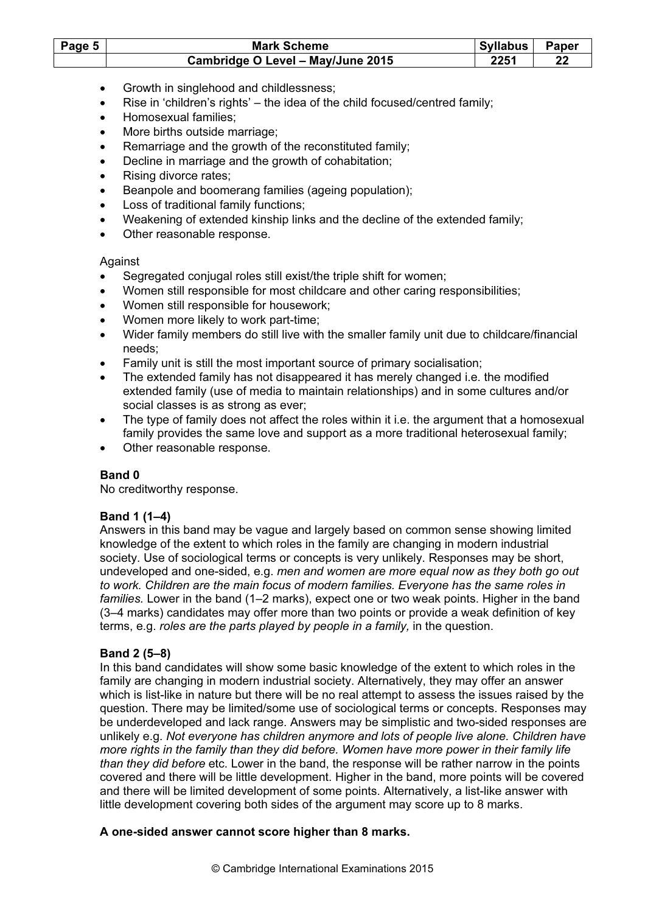- Growth in singlehood and childlessness;
- Rise in 'children's rights' – the idea of the child focused/centred family;
- Homosexual families;
- More births outside marriage;
- Remarriage and the growth of the reconstituted family;
- Decline in marriage and the growth of cohabitation;
- Rising divorce rates;
- Beanpole and boomerang families (ageing population);
- Loss of traditional family functions;
- Weakening of extended kinship links and the decline of the extended family;
- Other reasonable response.

Against

- Segregated conjugal roles still exist/the triple shift for women;
- Women still responsible for most childcare and other caring responsibilities;
- Women still responsible for housework;
- Women more likely to work part-time;
- Wider family members do still live with the smaller family unit due to childcare/financial needs;
- Family unit is still the most important source of primary socialisation;
- The extended family has not disappeared it has merely changed i.e. the modified extended family (use of media to maintain relationships) and in some cultures and/or social classes is as strong as ever;
- The type of family does not affect the roles within it i.e. the argument that a homosexual family provides the same love and support as a more traditional heterosexual family;
- Other reasonable response.

**Band 0**
No creditworthy response.

**Band 1 (1–4)**
Answers in this band may be vague and largely based on common sense showing limited knowledge of the extent to which roles in the family are changing in modern industrial society. Use of sociological terms or concepts is very unlikely. Responses may be short, undeveloped and one-sided, e.g. *men and women are more equal now as they both go out to work. Children are the main focus of modern families. Everyone has the same roles in families.* Lower in the band (1–2 marks), expect one or two weak points. Higher in the band (3–4 marks) candidates may offer more than two points or provide a weak definition of key terms, e.g. *roles are the parts played by people in a family,* in the question.

**Band 2 (5–8)**
In this band candidates will show some basic knowledge of the extent to which roles in the family are changing in modern industrial society. Alternatively, they may offer an answer which is list-like in nature but there will be no real attempt to assess the issues raised by the question. There may be limited/some use of sociological terms or concepts. Responses may be underdeveloped and lack range. Answers may be simplistic and two-sided responses are unlikely e.g. *Not everyone has children anymore and lots of people live alone. Children have more rights in the family than they did before. Women have more power in their family life than they did before* etc. Lower in the band, the response will be rather narrow in the points covered and there will be little development. Higher in the band, more points will be covered and there will be limited development of some points. Alternatively, a list-like answer with little development covering both sides of the argument may score up to 8 marks.

**A one-sided answer cannot score higher than 8 marks.**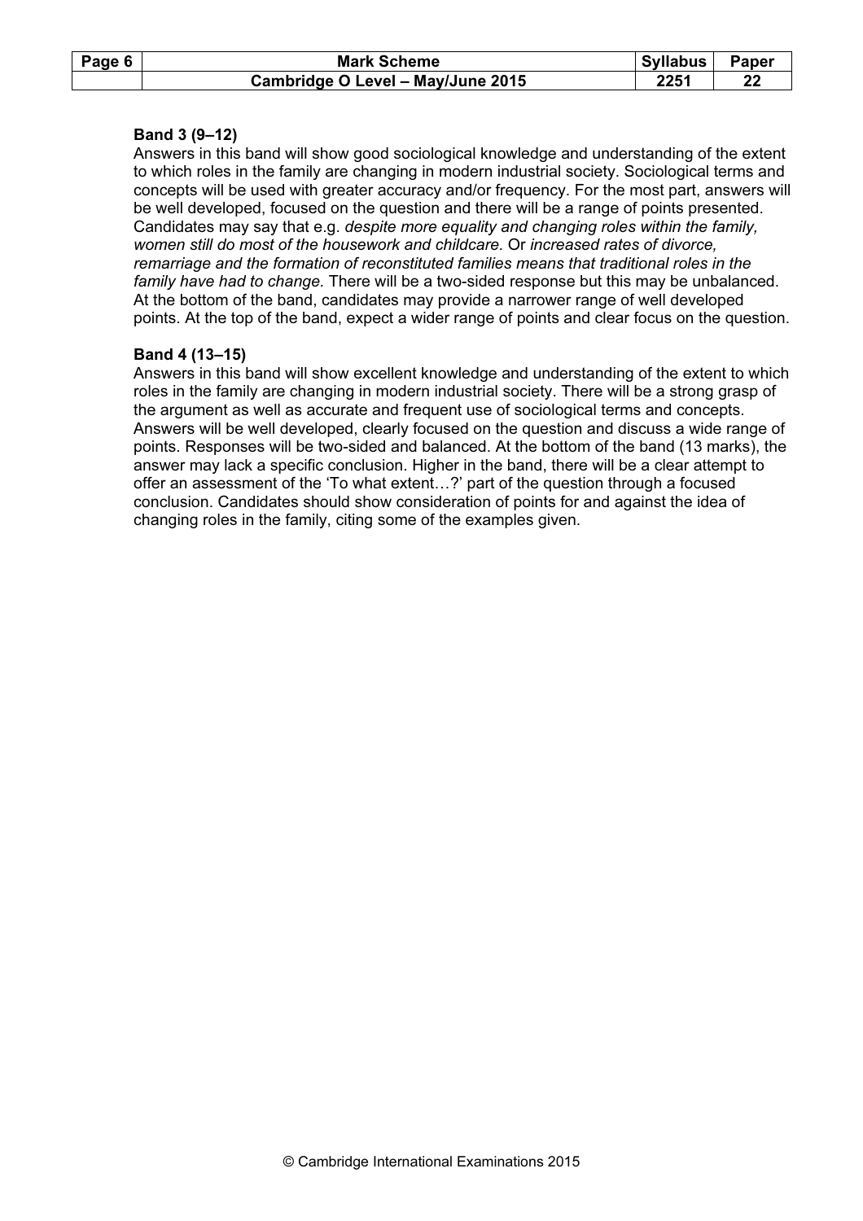**Band 3 (9–12)**

Answers in this band will show good sociological knowledge and understanding of the extent to which roles in the family are changing in modern industrial society. Sociological terms and concepts will be used with greater accuracy and/or frequency. For the most part, answers will be well developed, focused on the question and there will be a range of points presented. Candidates may say that e.g. *despite more equality and changing roles within the family, women still do most of the housework and childcare.* Or *increased rates of divorce, remarriage and the formation of reconstituted families means that traditional roles in the family have had to change.* There will be a two-sided response but this may be unbalanced. At the bottom of the band, candidates may provide a narrower range of well developed points. At the top of the band, expect a wider range of points and clear focus on the question.

**Band 4 (13–15)**

Answers in this band will show excellent knowledge and understanding of the extent to which roles in the family are changing in modern industrial society. There will be a strong grasp of the argument as well as accurate and frequent use of sociological terms and concepts. Answers will be well developed, clearly focused on the question and discuss a wide range of points. Responses will be two-sided and balanced. At the bottom of the band (13 marks), the answer may lack a specific conclusion. Higher in the band, there will be a clear attempt to offer an assessment of the 'To what extent…?' part of the question through a focused conclusion. Candidates should show consideration of points for and against the idea of changing roles in the family, citing some of the examples given.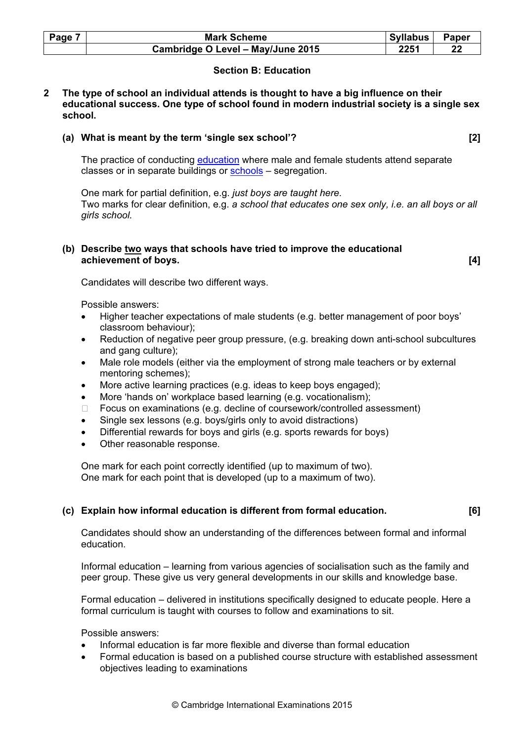## Section B: Education

**2 The type of school an individual attends is thought to have a big influence on their educational success. One type of school found in modern industrial society is a single sex school.**

**(a) What is meant by the term 'single sex school'? [2]**

The practice of conducting education where male and female students attend separate classes or in separate buildings or schools – segregation.

One mark for partial definition, e.g. *just boys are taught here*.
Two marks for clear definition, e.g. *a school that educates one sex only, i.e. an all boys or all girls school.*

**(b) Describe two ways that schools have tried to improve the educational achievement of boys. [4]**

Candidates will describe two different ways.

Possible answers:

- Higher teacher expectations of male students (e.g. better management of poor boys' classroom behaviour);
- Reduction of negative peer group pressure, (e.g. breaking down anti-school subcultures and gang culture);
- Male role models (either via the employment of strong male teachers or by external mentoring schemes);
- More active learning practices (e.g. ideas to keep boys engaged);
- More 'hands on' workplace based learning (e.g. vocationalism);
- Focus on examinations (e.g. decline of coursework/controlled assessment)
- Single sex lessons (e.g. boys/girls only to avoid distractions)
- Differential rewards for boys and girls (e.g. sports rewards for boys)
- Other reasonable response.

One mark for each point correctly identified (up to maximum of two).
One mark for each point that is developed (up to a maximum of two).

**(c) Explain how informal education is different from formal education. [6]**

Candidates should show an understanding of the differences between formal and informal education.

Informal education – learning from various agencies of socialisation such as the family and peer group. These give us very general developments in our skills and knowledge base.

Formal education – delivered in institutions specifically designed to educate people. Here a formal curriculum is taught with courses to follow and examinations to sit.

Possible answers:

- Informal education is far more flexible and diverse than formal education
- Formal education is based on a published course structure with established assessment objectives leading to examinations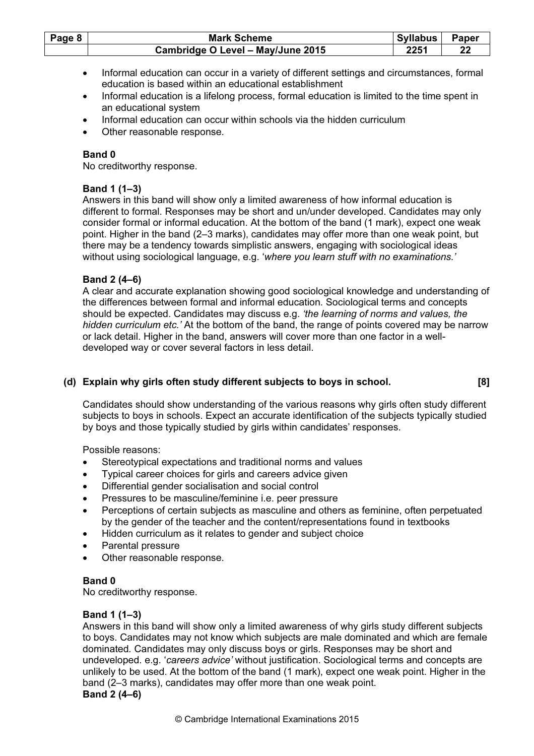- Informal education can occur in a variety of different settings and circumstances, formal education is based within an educational establishment
- Informal education is a lifelong process, formal education is limited to the time spent in an educational system
- Informal education can occur within schools via the hidden curriculum
- Other reasonable response.

**Band 0**
No creditworthy response.

**Band 1 (1–3)**
Answers in this band will show only a limited awareness of how informal education is different to formal. Responses may be short and un/under developed. Candidates may only consider formal or informal education. At the bottom of the band (1 mark), expect one weak point. Higher in the band (2–3 marks), candidates may offer more than one weak point, but there may be a tendency towards simplistic answers, engaging with sociological ideas without using sociological language, e.g. '*where you learn stuff with no examinations.*'

**Band 2 (4–6)**
A clear and accurate explanation showing good sociological knowledge and understanding of the differences between formal and informal education. Sociological terms and concepts should be expected. Candidates may discuss e.g. *'the learning of norms and values, the hidden curriculum etc.'* At the bottom of the band, the range of points covered may be narrow or lack detail. Higher in the band, answers will cover more than one factor in a well-developed way or cover several factors in less detail.

**(d) Explain why girls often study different subjects to boys in school. [8]**

Candidates should show understanding of the various reasons why girls often study different subjects to boys in schools. Expect an accurate identification of the subjects typically studied by boys and those typically studied by girls within candidates' responses.

Possible reasons:

- Stereotypical expectations and traditional norms and values
- Typical career choices for girls and careers advice given
- Differential gender socialisation and social control
- Pressures to be masculine/feminine i.e. peer pressure
- Perceptions of certain subjects as masculine and others as feminine, often perpetuated by the gender of the teacher and the content/representations found in textbooks
- Hidden curriculum as it relates to gender and subject choice
- Parental pressure
- Other reasonable response.

**Band 0**
No creditworthy response.

**Band 1 (1–3)**
Answers in this band will show only a limited awareness of why girls study different subjects to boys. Candidates may not know which subjects are male dominated and which are female dominated. Candidates may only discuss boys or girls. Responses may be short and undeveloped. e.g. '*careers advice'* without justification. Sociological terms and concepts are unlikely to be used. At the bottom of the band (1 mark), expect one weak point. Higher in the band (2–3 marks), candidates may offer more than one weak point.

**Band 2 (4–6)**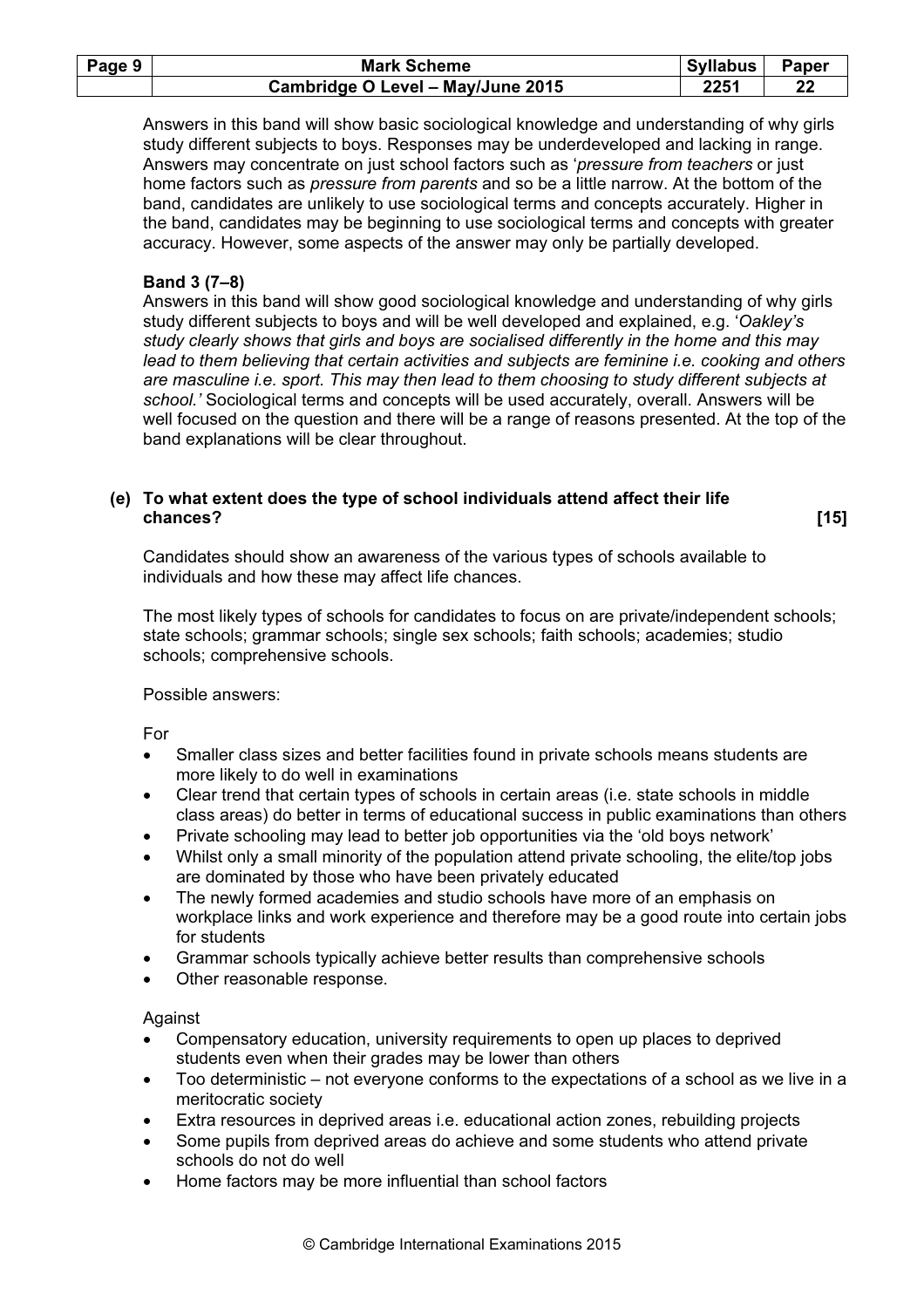Answers in this band will show basic sociological knowledge and understanding of why girls study different subjects to boys. Responses may be underdeveloped and lacking in range. Answers may concentrate on just school factors such as '*pressure from teachers* or just home factors such as *pressure from parents* and so be a little narrow. At the bottom of the band, candidates are unlikely to use sociological terms and concepts accurately. Higher in the band, candidates may be beginning to use sociological terms and concepts with greater accuracy. However, some aspects of the answer may only be partially developed.

**Band 3 (7–8)**
Answers in this band will show good sociological knowledge and understanding of why girls study different subjects to boys and will be well developed and explained, e.g. '*Oakley's study clearly shows that girls and boys are socialised differently in the home and this may lead to them believing that certain activities and subjects are feminine i.e. cooking and others are masculine i.e. sport. This may then lead to them choosing to study different subjects at school.'* Sociological terms and concepts will be used accurately, overall. Answers will be well focused on the question and there will be a range of reasons presented. At the top of the band explanations will be clear throughout.

**(e) To what extent does the type of school individuals attend affect their life chances? [15]**

Candidates should show an awareness of the various types of schools available to individuals and how these may affect life chances.

The most likely types of schools for candidates to focus on are private/independent schools; state schools; grammar schools; single sex schools; faith schools; academies; studio schools; comprehensive schools.

Possible answers:

For

- Smaller class sizes and better facilities found in private schools means students are more likely to do well in examinations
- Clear trend that certain types of schools in certain areas (i.e. state schools in middle class areas) do better in terms of educational success in public examinations than others
- Private schooling may lead to better job opportunities via the 'old boys network'
- Whilst only a small minority of the population attend private schooling, the elite/top jobs are dominated by those who have been privately educated
- The newly formed academies and studio schools have more of an emphasis on workplace links and work experience and therefore may be a good route into certain jobs for students
- Grammar schools typically achieve better results than comprehensive schools
- Other reasonable response.

Against

- Compensatory education, university requirements to open up places to deprived students even when their grades may be lower than others
- Too deterministic – not everyone conforms to the expectations of a school as we live in a meritocratic society
- Extra resources in deprived areas i.e. educational action zones, rebuilding projects
- Some pupils from deprived areas do achieve and some students who attend private schools do not do well
- Home factors may be more influential than school factors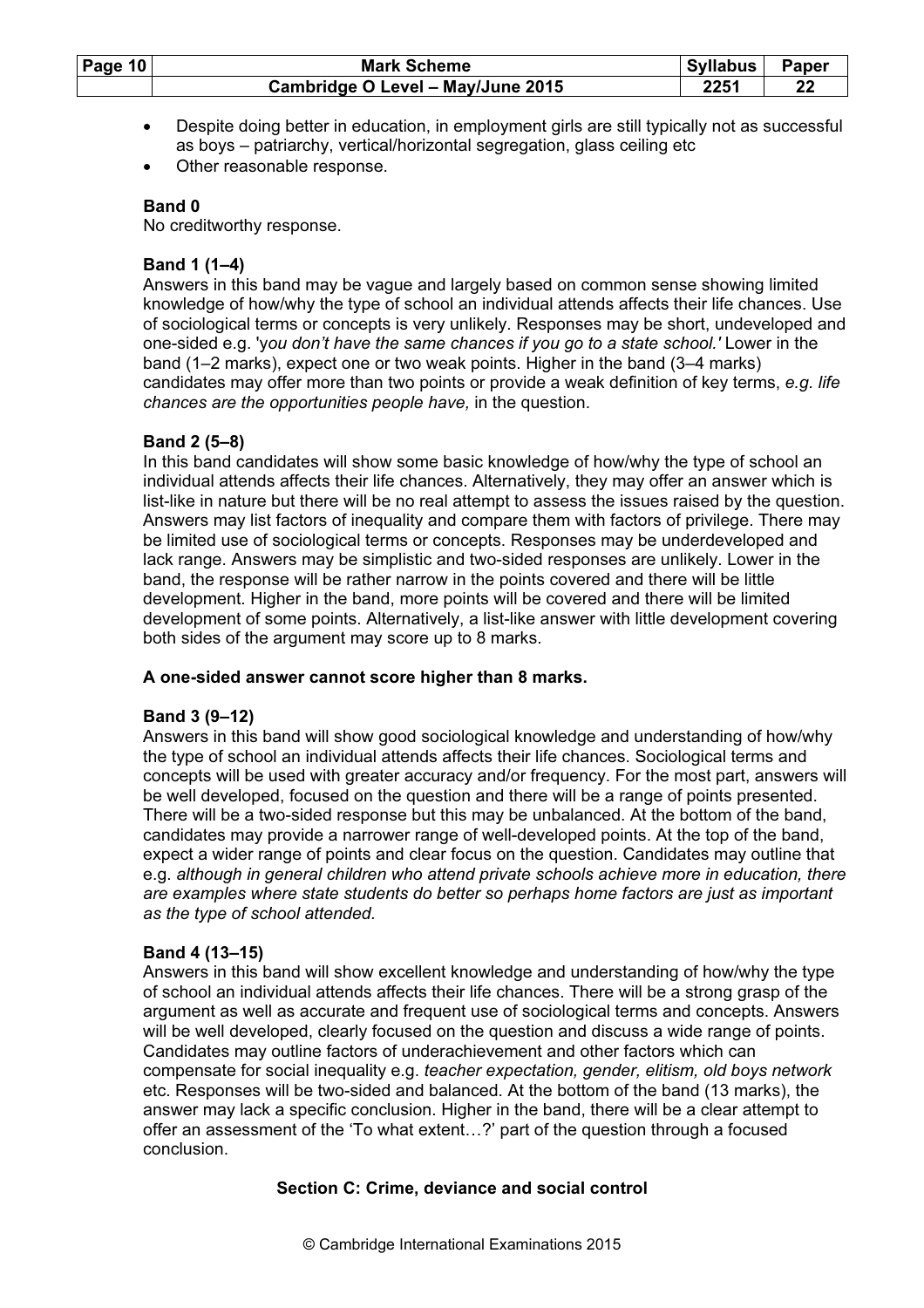- Despite doing better in education, in employment girls are still typically not as successful as boys – patriarchy, vertical/horizontal segregation, glass ceiling etc
- Other reasonable response.

**Band 0**
No creditworthy response.

**Band 1 (1–4)**
Answers in this band may be vague and largely based on common sense showing limited knowledge of how/why the type of school an individual attends affects their life chances. Use of sociological terms or concepts is very unlikely. Responses may be short, undeveloped and one-sided e.g. '*you don't have the same chances if you go to a state school.'* Lower in the band (1–2 marks), expect one or two weak points. Higher in the band (3–4 marks) candidates may offer more than two points or provide a weak definition of key terms, *e.g. life chances are the opportunities people have,* in the question.

**Band 2 (5–8)**
In this band candidates will show some basic knowledge of how/why the type of school an individual attends affects their life chances. Alternatively, they may offer an answer which is list-like in nature but there will be no real attempt to assess the issues raised by the question. Answers may list factors of inequality and compare them with factors of privilege. There may be limited use of sociological terms or concepts. Responses may be underdeveloped and lack range. Answers may be simplistic and two-sided responses are unlikely. Lower in the band, the response will be rather narrow in the points covered and there will be little development. Higher in the band, more points will be covered and there will be limited development of some points. Alternatively, a list-like answer with little development covering both sides of the argument may score up to 8 marks.

**A one-sided answer cannot score higher than 8 marks.**

**Band 3 (9–12)**
Answers in this band will show good sociological knowledge and understanding of how/why the type of school an individual attends affects their life chances. Sociological terms and concepts will be used with greater accuracy and/or frequency. For the most part, answers will be well developed, focused on the question and there will be a range of points presented. There will be a two-sided response but this may be unbalanced. At the bottom of the band, candidates may provide a narrower range of well-developed points. At the top of the band, expect a wider range of points and clear focus on the question. Candidates may outline that e.g. *although in general children who attend private schools achieve more in education, there are examples where state students do better so perhaps home factors are just as important as the type of school attended.*

**Band 4 (13–15)**
Answers in this band will show excellent knowledge and understanding of how/why the type of school an individual attends affects their life chances. There will be a strong grasp of the argument as well as accurate and frequent use of sociological terms and concepts. Answers will be well developed, clearly focused on the question and discuss a wide range of points. Candidates may outline factors of underachievement and other factors which can compensate for social inequality e.g. *teacher expectation, gender, elitism, old boys network* etc. Responses will be two-sided and balanced. At the bottom of the band (13 marks), the answer may lack a specific conclusion. Higher in the band, there will be a clear attempt to offer an assessment of the 'To what extent…?' part of the question through a focused conclusion.

## Section C: Crime, deviance and social control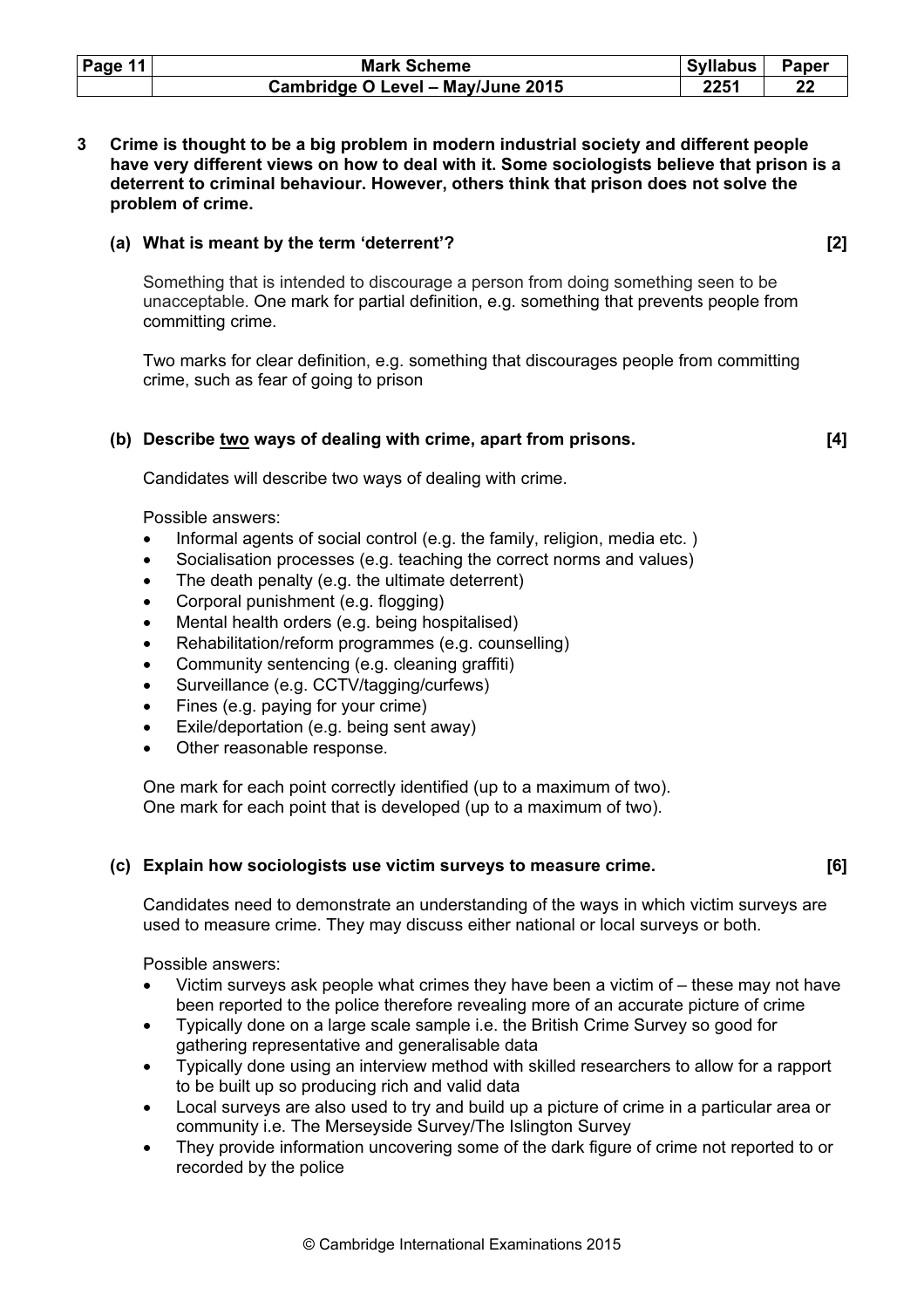**3 Crime is thought to be a big problem in modern industrial society and different people have very different views on how to deal with it. Some sociologists believe that prison is a deterrent to criminal behaviour. However, others think that prison does not solve the problem of crime.**

**(a) What is meant by the term 'deterrent'? [2]**

Something that is intended to discourage a person from doing something seen to be unacceptable. One mark for partial definition, e.g. something that prevents people from committing crime.

Two marks for clear definition, e.g. something that discourages people from committing crime, such as fear of going to prison

**(b) Describe <u>two</u> ways of dealing with crime, apart from prisons. [4]**

Candidates will describe two ways of dealing with crime.

Possible answers:

- Informal agents of social control (e.g. the family, religion, media etc. )
- Socialisation processes (e.g. teaching the correct norms and values)
- The death penalty (e.g. the ultimate deterrent)
- Corporal punishment (e.g. flogging)
- Mental health orders (e.g. being hospitalised)
- Rehabilitation/reform programmes (e.g. counselling)
- Community sentencing (e.g. cleaning graffiti)
- Surveillance (e.g. CCTV/tagging/curfews)
- Fines (e.g. paying for your crime)
- Exile/deportation (e.g. being sent away)
- Other reasonable response.

One mark for each point correctly identified (up to a maximum of two).
One mark for each point that is developed (up to a maximum of two).

**(c) Explain how sociologists use victim surveys to measure crime. [6]**

Candidates need to demonstrate an understanding of the ways in which victim surveys are used to measure crime. They may discuss either national or local surveys or both.

Possible answers:

- Victim surveys ask people what crimes they have been a victim of – these may not have been reported to the police therefore revealing more of an accurate picture of crime
- Typically done on a large scale sample i.e. the British Crime Survey so good for gathering representative and generalisable data
- Typically done using an interview method with skilled researchers to allow for a rapport to be built up so producing rich and valid data
- Local surveys are also used to try and build up a picture of crime in a particular area or community i.e. The Merseyside Survey/The Islington Survey
- They provide information uncovering some of the dark figure of crime not reported to or recorded by the police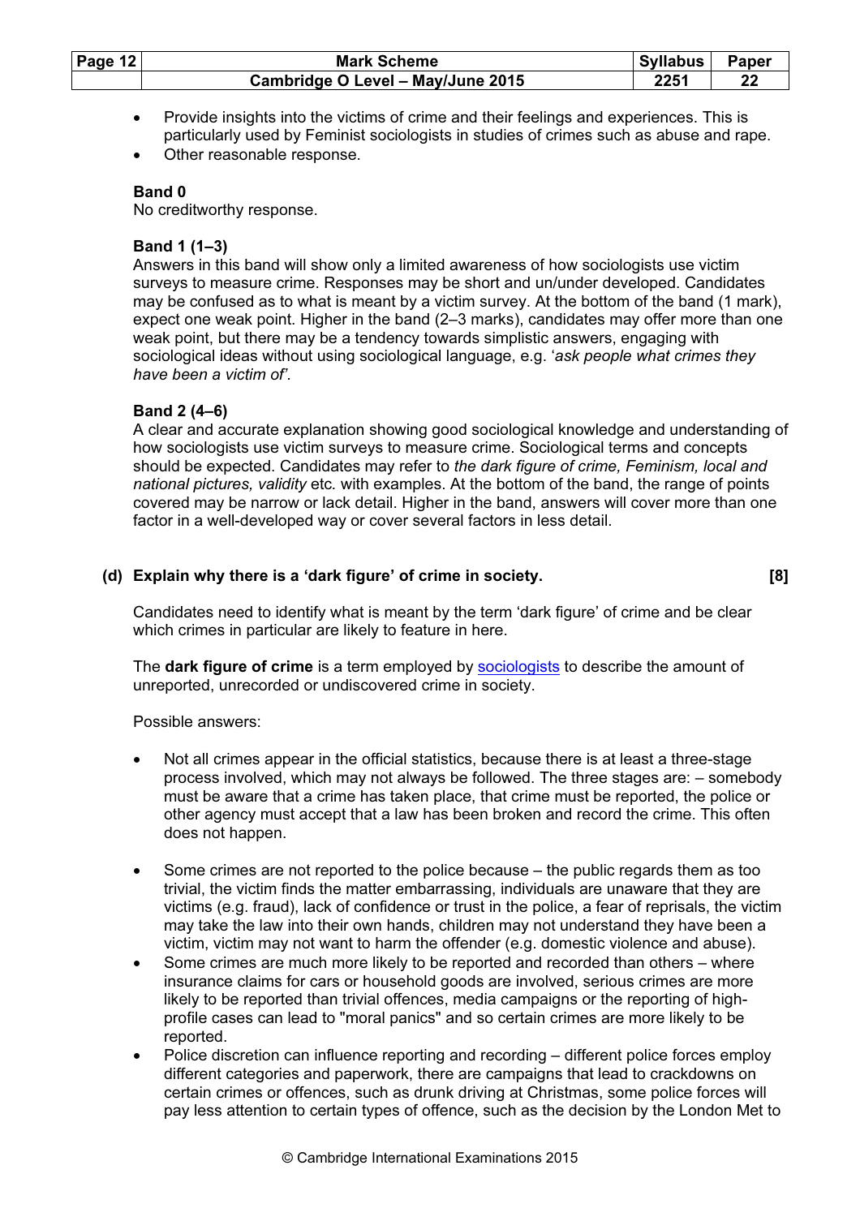- Provide insights into the victims of crime and their feelings and experiences. This is particularly used by Feminist sociologists in studies of crimes such as abuse and rape.
- Other reasonable response.

**Band 0**
No creditworthy response.

**Band 1 (1–3)**
Answers in this band will show only a limited awareness of how sociologists use victim surveys to measure crime. Responses may be short and un/under developed. Candidates may be confused as to what is meant by a victim survey. At the bottom of the band (1 mark), expect one weak point. Higher in the band (2–3 marks), candidates may offer more than one weak point, but there may be a tendency towards simplistic answers, engaging with sociological ideas without using sociological language, e.g. '*ask people what crimes they have been a victim of*'.

**Band 2 (4–6)**
A clear and accurate explanation showing good sociological knowledge and understanding of how sociologists use victim surveys to measure crime. Sociological terms and concepts should be expected. Candidates may refer to *the dark figure of crime, Feminism, local and national pictures, validity* etc. with examples. At the bottom of the band, the range of points covered may be narrow or lack detail. Higher in the band, answers will cover more than one factor in a well-developed way or cover several factors in less detail.

**(d) Explain why there is a 'dark figure' of crime in society. [8]**

Candidates need to identify what is meant by the term 'dark figure' of crime and be clear which crimes in particular are likely to feature in here.

The **dark figure of crime** is a term employed by sociologists to describe the amount of unreported, unrecorded or undiscovered crime in society.

Possible answers:

- Not all crimes appear in the official statistics, because there is at least a three-stage process involved, which may not always be followed. The three stages are: – somebody must be aware that a crime has taken place, that crime must be reported, the police or other agency must accept that a law has been broken and record the crime. This often does not happen.

- Some crimes are not reported to the police because – the public regards them as too trivial, the victim finds the matter embarrassing, individuals are unaware that they are victims (e.g. fraud), lack of confidence or trust in the police, a fear of reprisals, the victim may take the law into their own hands, children may not understand they have been a victim, victim may not want to harm the offender (e.g. domestic violence and abuse).
- Some crimes are much more likely to be reported and recorded than others – where insurance claims for cars or household goods are involved, serious crimes are more likely to be reported than trivial offences, media campaigns or the reporting of high-profile cases can lead to "moral panics" and so certain crimes are more likely to be reported.
- Police discretion can influence reporting and recording – different police forces employ different categories and paperwork, there are campaigns that lead to crackdowns on certain crimes or offences, such as drunk driving at Christmas, some police forces will pay less attention to certain types of offence, such as the decision by the London Met to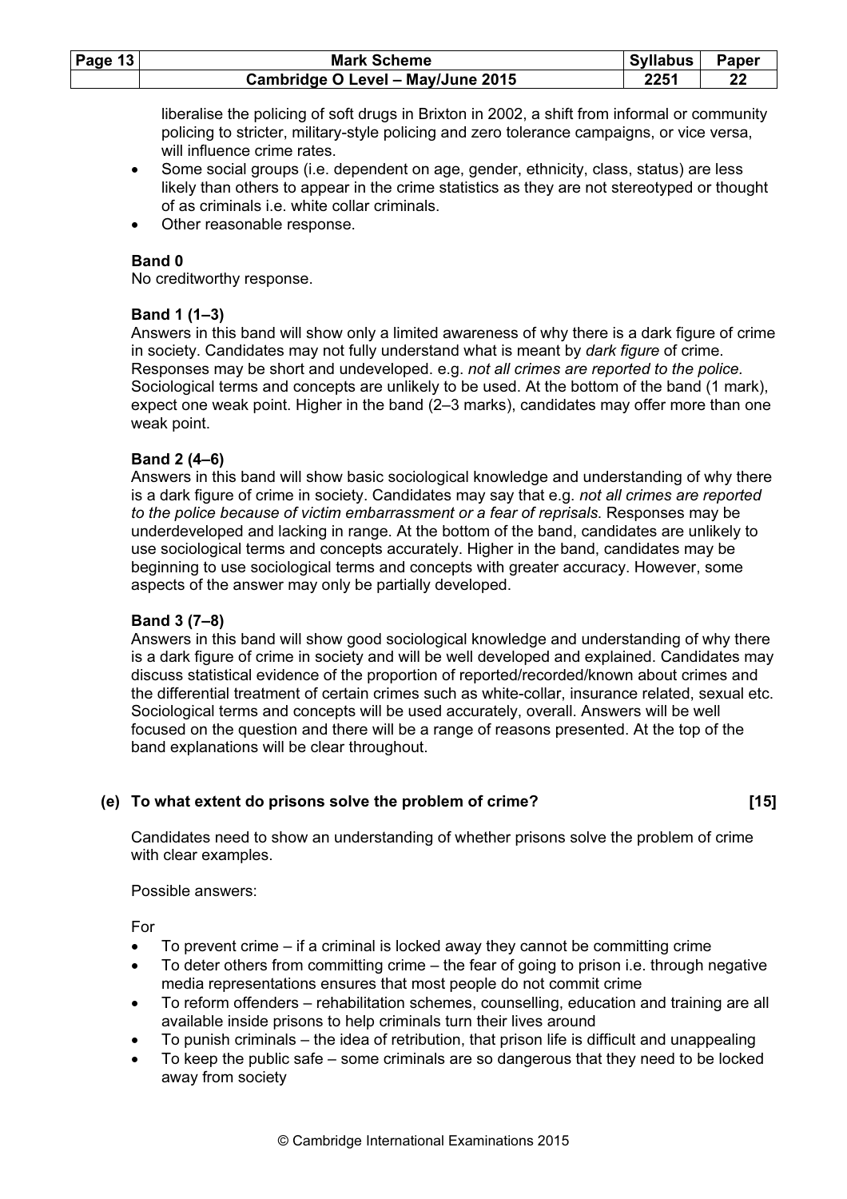liberalise the policing of soft drugs in Brixton in 2002, a shift from informal or community policing to stricter, military-style policing and zero tolerance campaigns, or vice versa, will influence crime rates.

- Some social groups (i.e. dependent on age, gender, ethnicity, class, status) are less likely than others to appear in the crime statistics as they are not stereotyped or thought of as criminals i.e. white collar criminals.
- Other reasonable response.

**Band 0**
No creditworthy response.

**Band 1 (1–3)**
Answers in this band will show only a limited awareness of why there is a dark figure of crime in society. Candidates may not fully understand what is meant by *dark figure* of crime. Responses may be short and undeveloped. e.g. *not all crimes are reported to the police.* Sociological terms and concepts are unlikely to be used. At the bottom of the band (1 mark), expect one weak point. Higher in the band (2–3 marks), candidates may offer more than one weak point.

**Band 2 (4–6)**
Answers in this band will show basic sociological knowledge and understanding of why there is a dark figure of crime in society. Candidates may say that e.g. *not all crimes are reported to the police because of victim embarrassment or a fear of reprisals*. Responses may be underdeveloped and lacking in range. At the bottom of the band, candidates are unlikely to use sociological terms and concepts accurately. Higher in the band, candidates may be beginning to use sociological terms and concepts with greater accuracy. However, some aspects of the answer may only be partially developed.

**Band 3 (7–8)**
Answers in this band will show good sociological knowledge and understanding of why there is a dark figure of crime in society and will be well developed and explained. Candidates may discuss statistical evidence of the proportion of reported/recorded/known about crimes and the differential treatment of certain crimes such as white-collar, insurance related, sexual etc. Sociological terms and concepts will be used accurately, overall. Answers will be well focused on the question and there will be a range of reasons presented. At the top of the band explanations will be clear throughout.

**(e) To what extent do prisons solve the problem of crime? [15]**

Candidates need to show an understanding of whether prisons solve the problem of crime with clear examples.

Possible answers:

For

- To prevent crime – if a criminal is locked away they cannot be committing crime
- To deter others from committing crime – the fear of going to prison i.e. through negative media representations ensures that most people do not commit crime
- To reform offenders – rehabilitation schemes, counselling, education and training are all available inside prisons to help criminals turn their lives around
- To punish criminals – the idea of retribution, that prison life is difficult and unappealing
- To keep the public safe – some criminals are so dangerous that they need to be locked away from society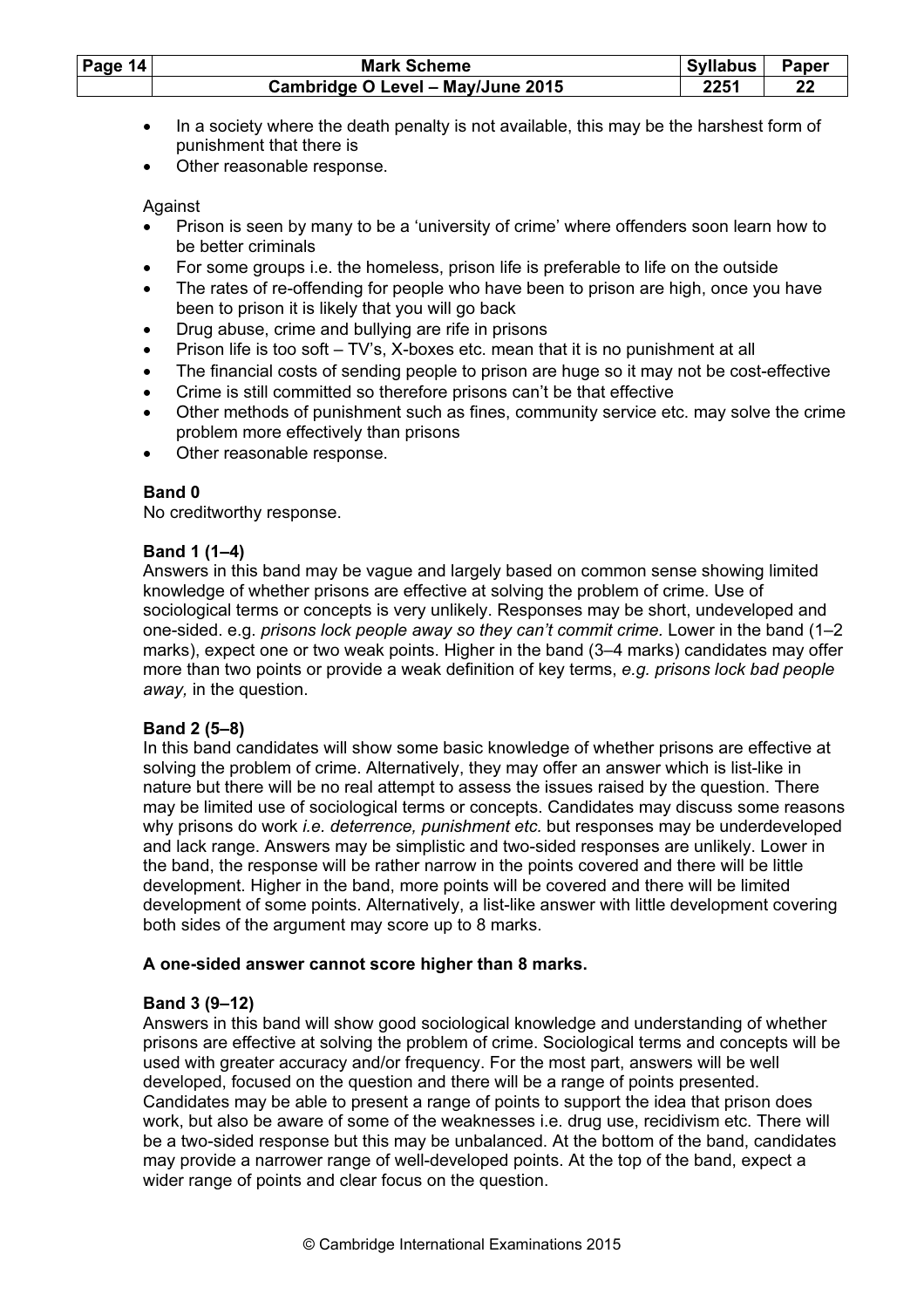- In a society where the death penalty is not available, this may be the harshest form of punishment that there is
- Other reasonable response.

Against

- Prison is seen by many to be a 'university of crime' where offenders soon learn how to be better criminals
- For some groups i.e. the homeless, prison life is preferable to life on the outside
- The rates of re-offending for people who have been to prison are high, once you have been to prison it is likely that you will go back
- Drug abuse, crime and bullying are rife in prisons
- Prison life is too soft – TV's, X-boxes etc. mean that it is no punishment at all
- The financial costs of sending people to prison are huge so it may not be cost-effective
- Crime is still committed so therefore prisons can't be that effective
- Other methods of punishment such as fines, community service etc. may solve the crime problem more effectively than prisons
- Other reasonable response.

**Band 0**
No creditworthy response.

**Band 1 (1–4)**
Answers in this band may be vague and largely based on common sense showing limited knowledge of whether prisons are effective at solving the problem of crime. Use of sociological terms or concepts is very unlikely. Responses may be short, undeveloped and one-sided. e.g. *prisons lock people away so they can't commit crime*. Lower in the band (1–2 marks), expect one or two weak points. Higher in the band (3–4 marks) candidates may offer more than two points or provide a weak definition of key terms, *e.g. prisons lock bad people away,* in the question.

**Band 2 (5–8)**
In this band candidates will show some basic knowledge of whether prisons are effective at solving the problem of crime. Alternatively, they may offer an answer which is list-like in nature but there will be no real attempt to assess the issues raised by the question. There may be limited use of sociological terms or concepts. Candidates may discuss some reasons why prisons do work *i.e. deterrence, punishment etc.* but responses may be underdeveloped and lack range. Answers may be simplistic and two-sided responses are unlikely. Lower in the band, the response will be rather narrow in the points covered and there will be little development. Higher in the band, more points will be covered and there will be limited development of some points. Alternatively, a list-like answer with little development covering both sides of the argument may score up to 8 marks.

**A one-sided answer cannot score higher than 8 marks.**

**Band 3 (9–12)**
Answers in this band will show good sociological knowledge and understanding of whether prisons are effective at solving the problem of crime. Sociological terms and concepts will be used with greater accuracy and/or frequency. For the most part, answers will be well developed, focused on the question and there will be a range of points presented. Candidates may be able to present a range of points to support the idea that prison does work, but also be aware of some of the weaknesses i.e. drug use, recidivism etc. There will be a two-sided response but this may be unbalanced. At the bottom of the band, candidates may provide a narrower range of well-developed points. At the top of the band, expect a wider range of points and clear focus on the question.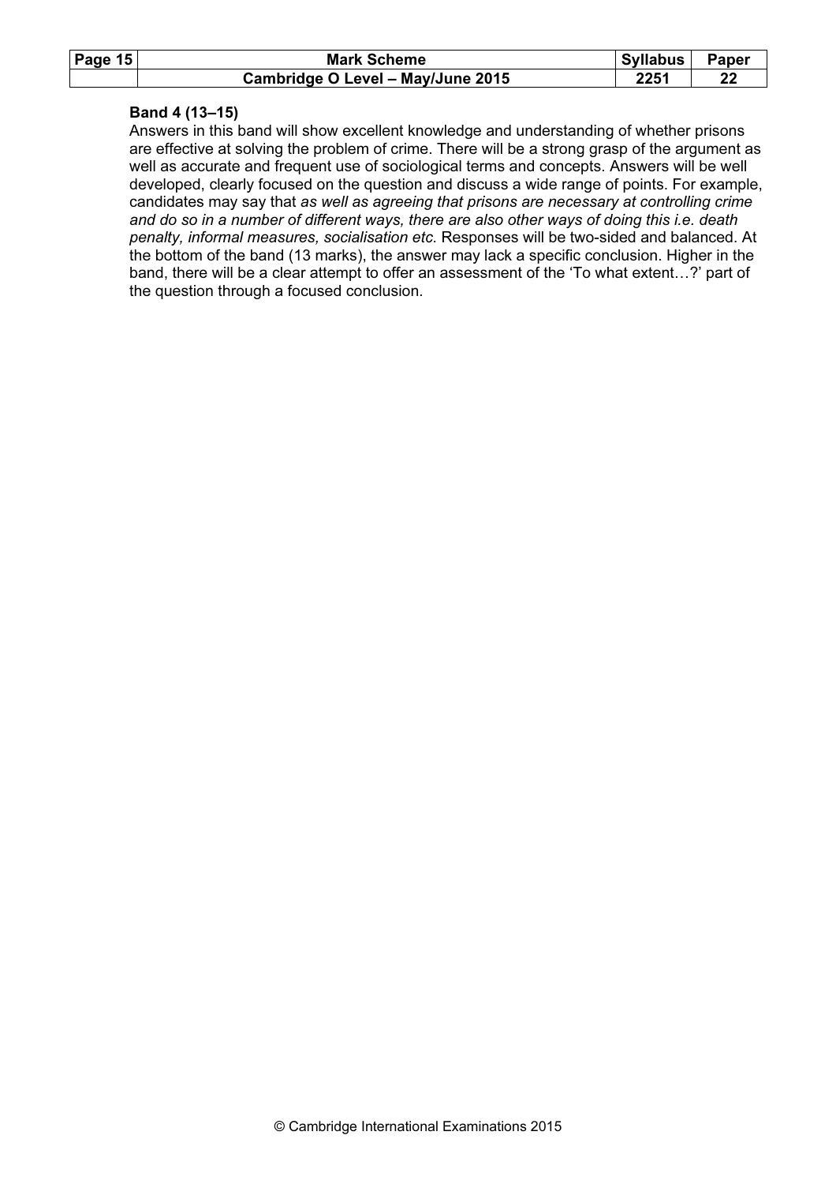**Band 4 (13–15)**

Answers in this band will show excellent knowledge and understanding of whether prisons are effective at solving the problem of crime. There will be a strong grasp of the argument as well as accurate and frequent use of sociological terms and concepts. Answers will be well developed, clearly focused on the question and discuss a wide range of points. For example, candidates may say that *as well as agreeing that prisons are necessary at controlling crime and do so in a number of different ways, there are also other ways of doing this i.e. death penalty, informal measures, socialisation etc.* Responses will be two-sided and balanced. At the bottom of the band (13 marks), the answer may lack a specific conclusion. Higher in the band, there will be a clear attempt to offer an assessment of the 'To what extent…?' part of the question through a focused conclusion.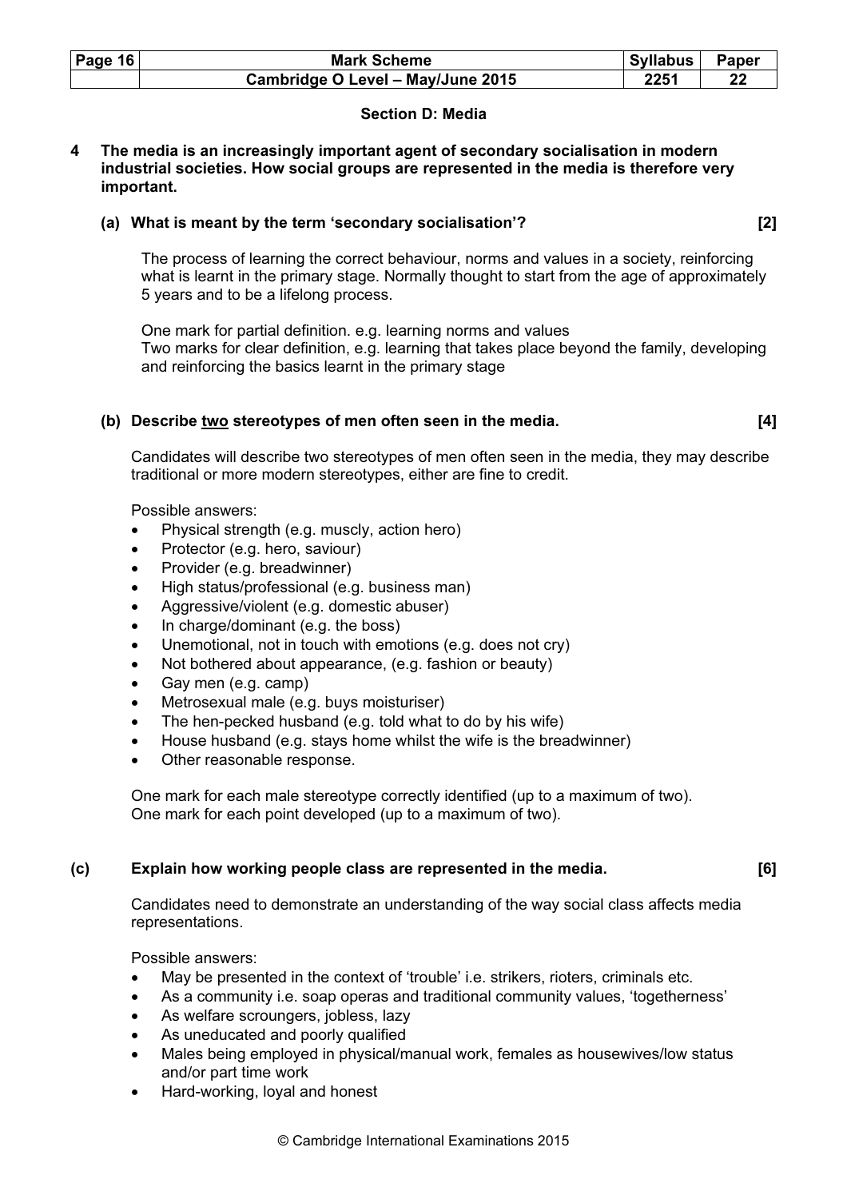## Section D: Media

**4 The media is an increasingly important agent of secondary socialisation in modern industrial societies. How social groups are represented in the media is therefore very important.**

**(a) What is meant by the term 'secondary socialisation'? [2]**

The process of learning the correct behaviour, norms and values in a society, reinforcing what is learnt in the primary stage. Normally thought to start from the age of approximately 5 years and to be a lifelong process.

One mark for partial definition. e.g. learning norms and values
Two marks for clear definition, e.g. learning that takes place beyond the family, developing and reinforcing the basics learnt in the primary stage

**(b) Describe two stereotypes of men often seen in the media. [4]**

Candidates will describe two stereotypes of men often seen in the media, they may describe traditional or more modern stereotypes, either are fine to credit.

Possible answers:

- Physical strength (e.g. muscly, action hero)
- Protector (e.g. hero, saviour)
- Provider (e.g. breadwinner)
- High status/professional (e.g. business man)
- Aggressive/violent (e.g. domestic abuser)
- In charge/dominant (e.g. the boss)
- Unemotional, not in touch with emotions (e.g. does not cry)
- Not bothered about appearance, (e.g. fashion or beauty)
- Gay men (e.g. camp)
- Metrosexual male (e.g. buys moisturiser)
- The hen-pecked husband (e.g. told what to do by his wife)
- House husband (e.g. stays home whilst the wife is the breadwinner)
- Other reasonable response.

One mark for each male stereotype correctly identified (up to a maximum of two).
One mark for each point developed (up to a maximum of two).

**(c) Explain how working people class are represented in the media. [6]**

Candidates need to demonstrate an understanding of the way social class affects media representations.

Possible answers:

- May be presented in the context of 'trouble' i.e. strikers, rioters, criminals etc.
- As a community i.e. soap operas and traditional community values, 'togetherness'
- As welfare scroungers, jobless, lazy
- As uneducated and poorly qualified
- Males being employed in physical/manual work, females as housewives/low status and/or part time work
- Hard-working, loyal and honest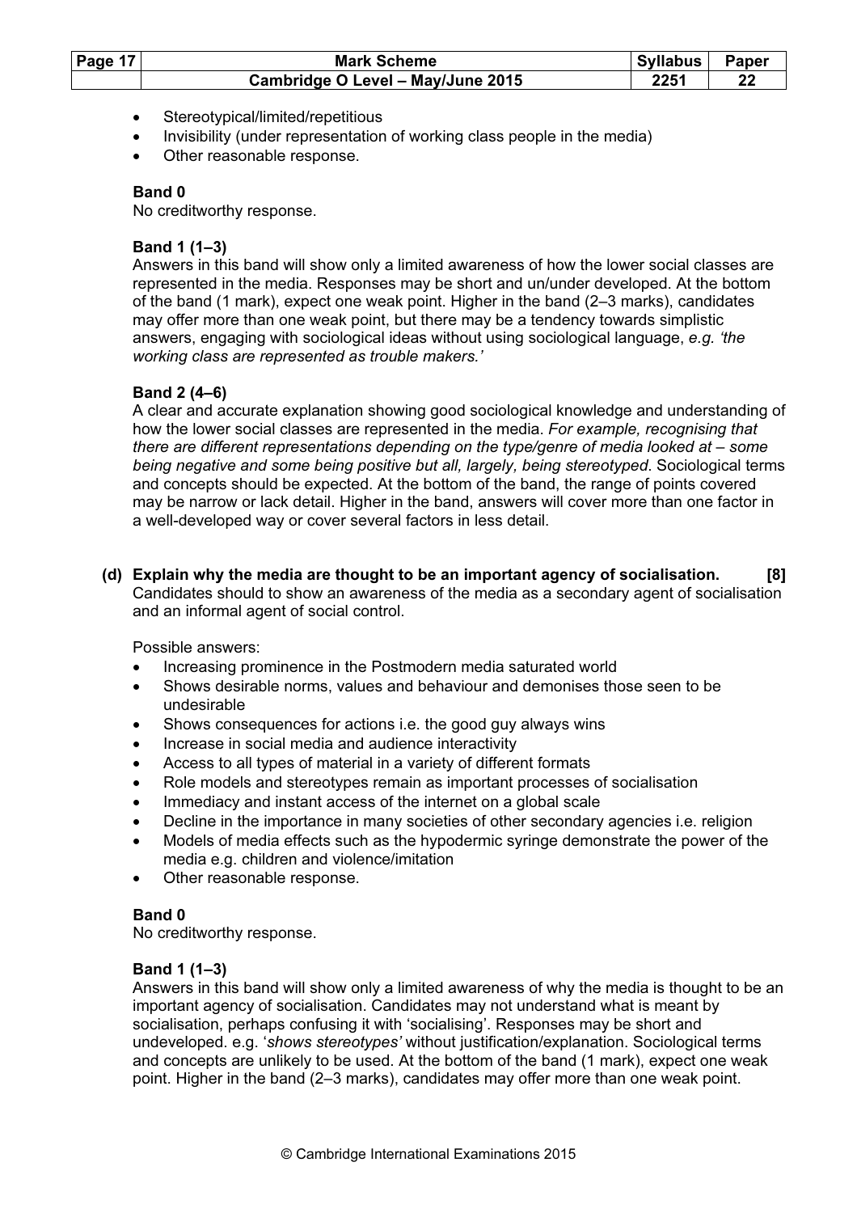- Stereotypical/limited/repetitious
- Invisibility (under representation of working class people in the media)
- Other reasonable response.

**Band 0**
No creditworthy response.

**Band 1 (1–3)**
Answers in this band will show only a limited awareness of how the lower social classes are represented in the media. Responses may be short and un/under developed. At the bottom of the band (1 mark), expect one weak point. Higher in the band (2–3 marks), candidates may offer more than one weak point, but there may be a tendency towards simplistic answers, engaging with sociological ideas without using sociological language, *e.g. 'the working class are represented as trouble makers.'*

**Band 2 (4–6)**
A clear and accurate explanation showing good sociological knowledge and understanding of how the lower social classes are represented in the media. *For example, recognising that there are different representations depending on the type/genre of media looked at – some being negative and some being positive but all, largely, being stereotyped*. Sociological terms and concepts should be expected. At the bottom of the band, the range of points covered may be narrow or lack detail. Higher in the band, answers will cover more than one factor in a well-developed way or cover several factors in less detail.

**(d) Explain why the media are thought to be an important agency of socialisation. [8]**
Candidates should to show an awareness of the media as a secondary agent of socialisation and an informal agent of social control.

Possible answers:

- Increasing prominence in the Postmodern media saturated world
- Shows desirable norms, values and behaviour and demonises those seen to be undesirable
- Shows consequences for actions i.e. the good guy always wins
- Increase in social media and audience interactivity
- Access to all types of material in a variety of different formats
- Role models and stereotypes remain as important processes of socialisation
- Immediacy and instant access of the internet on a global scale
- Decline in the importance in many societies of other secondary agencies i.e. religion
- Models of media effects such as the hypodermic syringe demonstrate the power of the media e.g. children and violence/imitation
- Other reasonable response.

**Band 0**
No creditworthy response.

**Band 1 (1–3)**
Answers in this band will show only a limited awareness of why the media is thought to be an important agency of socialisation. Candidates may not understand what is meant by socialisation, perhaps confusing it with 'socialising'. Responses may be short and undeveloped. e.g. '*shows stereotypes'* without justification/explanation. Sociological terms and concepts are unlikely to be used. At the bottom of the band (1 mark), expect one weak point. Higher in the band (2–3 marks), candidates may offer more than one weak point.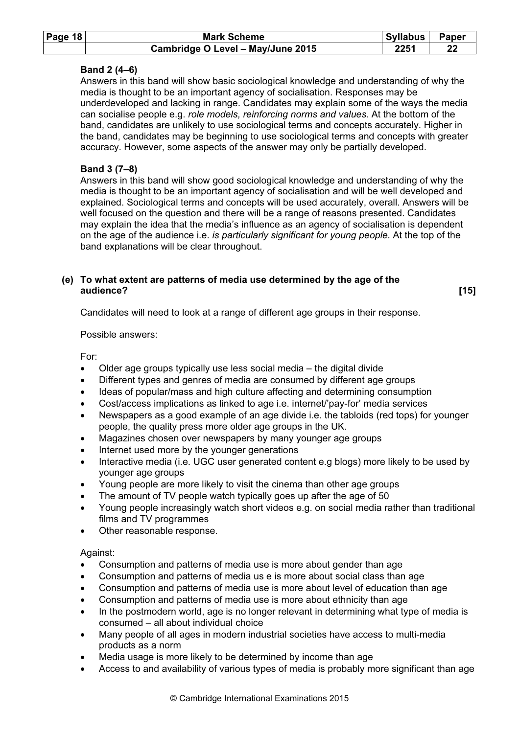**Band 2 (4–6)**
Answers in this band will show basic sociological knowledge and understanding of why the media is thought to be an important agency of socialisation. Responses may be underdeveloped and lacking in range. Candidates may explain some of the ways the media can socialise people e.g. *role models, reinforcing norms and values.* At the bottom of the band, candidates are unlikely to use sociological terms and concepts accurately. Higher in the band, candidates may be beginning to use sociological terms and concepts with greater accuracy. However, some aspects of the answer may only be partially developed.

**Band 3 (7–8)**
Answers in this band will show good sociological knowledge and understanding of why the media is thought to be an important agency of socialisation and will be well developed and explained. Sociological terms and concepts will be used accurately, overall. Answers will be well focused on the question and there will be a range of reasons presented. Candidates may explain the idea that the media's influence as an agency of socialisation is dependent on the age of the audience i.e. *is particularly significant for young people.* At the top of the band explanations will be clear throughout.

**(e) To what extent are patterns of media use determined by the age of the audience? [15]**

Candidates will need to look at a range of different age groups in their response.

Possible answers:

For:

- Older age groups typically use less social media – the digital divide
- Different types and genres of media are consumed by different age groups
- Ideas of popular/mass and high culture affecting and determining consumption
- Cost/access implications as linked to age i.e. internet/'pay-for' media services
- Newspapers as a good example of an age divide i.e. the tabloids (red tops) for younger people, the quality press more older age groups in the UK.
- Magazines chosen over newspapers by many younger age groups
- Internet used more by the younger generations
- Interactive media (i.e. UGC user generated content e.g blogs) more likely to be used by younger age groups
- Young people are more likely to visit the cinema than other age groups
- The amount of TV people watch typically goes up after the age of 50
- Young people increasingly watch short videos e.g. on social media rather than traditional films and TV programmes
- Other reasonable response.

Against:

- Consumption and patterns of media use is more about gender than age
- Consumption and patterns of media us e is more about social class than age
- Consumption and patterns of media use is more about level of education than age
- Consumption and patterns of media use is more about ethnicity than age
- In the postmodern world, age is no longer relevant in determining what type of media is consumed – all about individual choice
- Many people of all ages in modern industrial societies have access to multi-media products as a norm
- Media usage is more likely to be determined by income than age
- Access to and availability of various types of media is probably more significant than age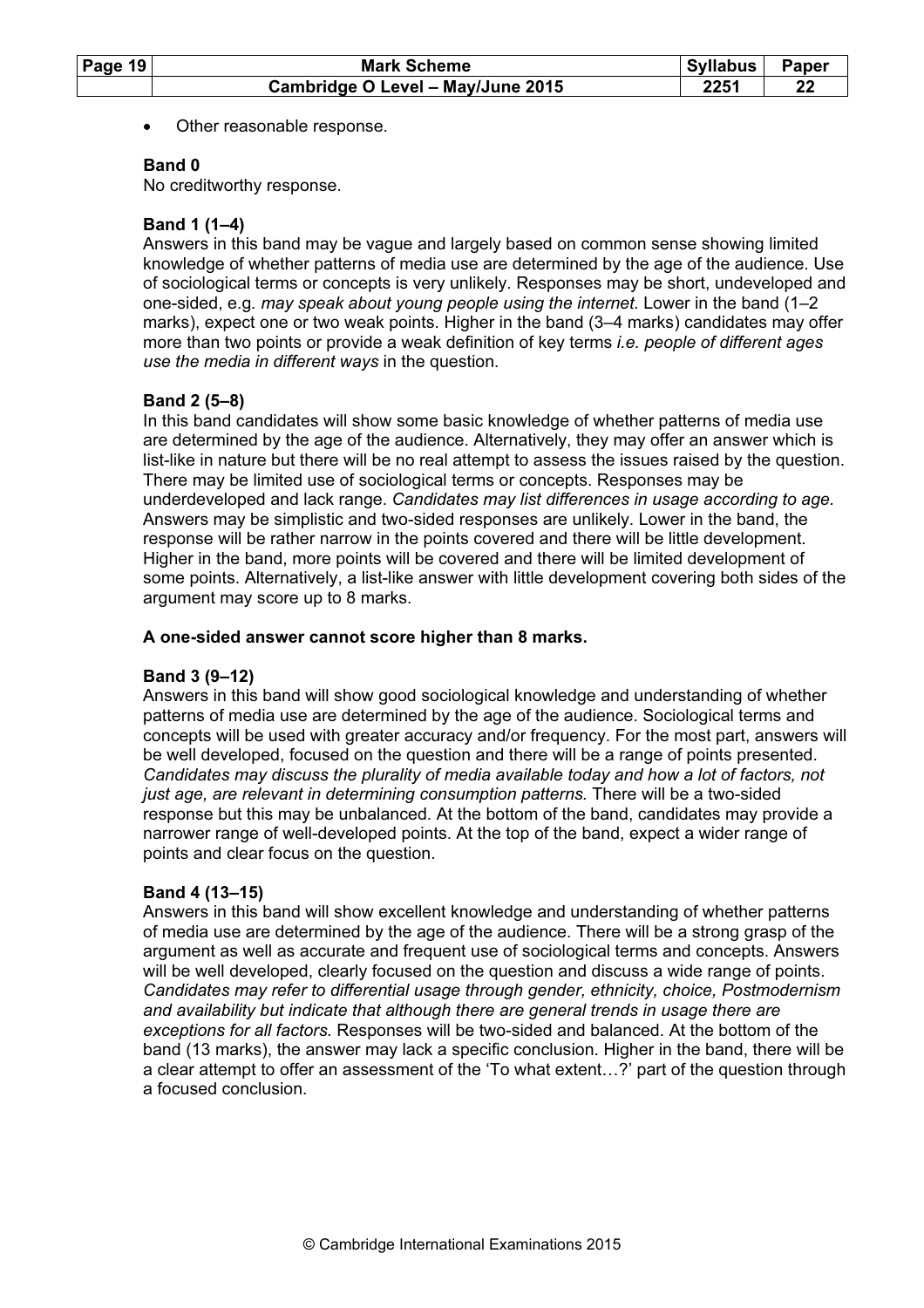- Other reasonable response.

**Band 0**
No creditworthy response.

**Band 1 (1–4)**
Answers in this band may be vague and largely based on common sense showing limited knowledge of whether patterns of media use are determined by the age of the audience. Use of sociological terms or concepts is very unlikely. Responses may be short, undeveloped and one-sided, e.g. *may speak about young people using the internet.* Lower in the band (1–2 marks), expect one or two weak points. Higher in the band (3–4 marks) candidates may offer more than two points or provide a weak definition of key terms *i.e. people of different ages use the media in different ways* in the question.

**Band 2 (5–8)**
In this band candidates will show some basic knowledge of whether patterns of media use are determined by the age of the audience. Alternatively, they may offer an answer which is list-like in nature but there will be no real attempt to assess the issues raised by the question. There may be limited use of sociological terms or concepts. Responses may be underdeveloped and lack range. *Candidates may list differences in usage according to age.* Answers may be simplistic and two-sided responses are unlikely. Lower in the band, the response will be rather narrow in the points covered and there will be little development. Higher in the band, more points will be covered and there will be limited development of some points. Alternatively, a list-like answer with little development covering both sides of the argument may score up to 8 marks.

**A one-sided answer cannot score higher than 8 marks.**

**Band 3 (9–12)**
Answers in this band will show good sociological knowledge and understanding of whether patterns of media use are determined by the age of the audience. Sociological terms and concepts will be used with greater accuracy and/or frequency. For the most part, answers will be well developed, focused on the question and there will be a range of points presented. *Candidates may discuss the plurality of media available today and how a lot of factors, not just age, are relevant in determining consumption patterns.* There will be a two-sided response but this may be unbalanced. At the bottom of the band, candidates may provide a narrower range of well-developed points. At the top of the band, expect a wider range of points and clear focus on the question.

**Band 4 (13–15)**
Answers in this band will show excellent knowledge and understanding of whether patterns of media use are determined by the age of the audience. There will be a strong grasp of the argument as well as accurate and frequent use of sociological terms and concepts. Answers will be well developed, clearly focused on the question and discuss a wide range of points. *Candidates may refer to differential usage through gender, ethnicity, choice, Postmodernism and availability but indicate that although there are general trends in usage there are exceptions for all factors.* Responses will be two-sided and balanced. At the bottom of the band (13 marks), the answer may lack a specific conclusion. Higher in the band, there will be a clear attempt to offer an assessment of the 'To what extent…?' part of the question through a focused conclusion.